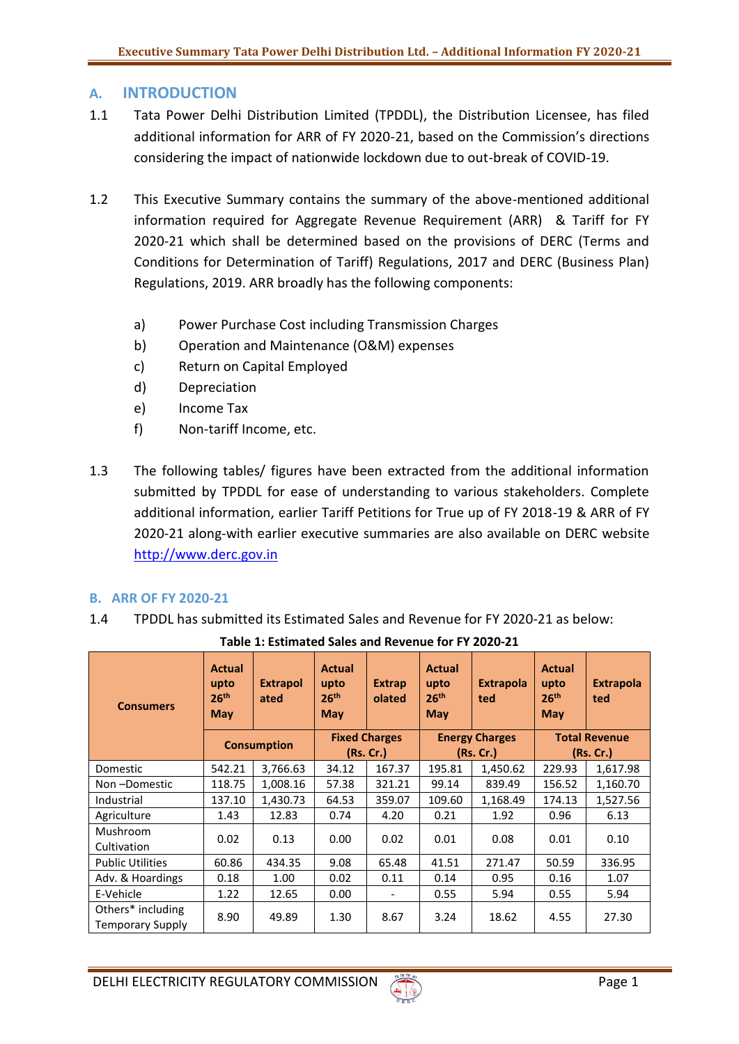## A. INTRODUCTION

1.1 Tata Power Delhi Distribution Limited (TPDDL), the Distribution Licensee, has filed additional information for ARR of FY 2020-21, based on the Commission's directions considering the impact of nationwide lockdown due to out-break of COVID-19.

1.2 This Executive Summary contains the summary of the above-mentioned additional information required for Aggregate Revenue Requirement (ARR) & Tariff for FY 2020-21 which shall be determined based on the provisions of DERC (Terms and Conditions for Determination of Tariff) Regulations, 2017 and DERC (Business Plan) Regulations, 2019. ARR broadly has the following components:

a) Power Purchase Cost including Transmission Charges
b) Operation and Maintenance (O&M) expenses
c) Return on Capital Employed
d) Depreciation
e) Income Tax
f) Non-tariff Income, etc.

1.3 The following tables/ figures have been extracted from the additional information submitted by TPDDL for ease of understanding to various stakeholders. Complete additional information, earlier Tariff Petitions for True up of FY 2018-19 & ARR of FY 2020-21 along-with earlier executive summaries are also available on DERC website http://www.derc.gov.in

## B. ARR OF FY 2020-21

1.4 TPDDL has submitted its Estimated Sales and Revenue for FY 2020-21 as below:

**Table 1: Estimated Sales and Revenue for FY 2020-21**

| Consumers | Actual upto 26th May | Extrapolated | Actual upto 26th May | Extrapolated | Actual upto 26th May | Extrapolated | Actual upto 26th May | Extrapolated |
|---|---|---|---|---|---|---|---|---|
| | Consumption | | Fixed Charges (Rs. Cr.) | | Energy Charges (Rs. Cr.) | | Total Revenue (Rs. Cr.) | |
| Domestic | 542.21 | 3,766.63 | 34.12 | 167.37 | 195.81 | 1,450.62 | 229.93 | 1,617.98 |
| Non –Domestic | 118.75 | 1,008.16 | 57.38 | 321.21 | 99.14 | 839.49 | 156.52 | 1,160.70 |
| Industrial | 137.10 | 1,430.73 | 64.53 | 359.07 | 109.60 | 1,168.49 | 174.13 | 1,527.56 |
| Agriculture | 1.43 | 12.83 | 0.74 | 4.20 | 0.21 | 1.92 | 0.96 | 6.13 |
| Mushroom Cultivation | 0.02 | 0.13 | 0.00 | 0.02 | 0.01 | 0.08 | 0.01 | 0.10 |
| Public Utilities | 60.86 | 434.35 | 9.08 | 65.48 | 41.51 | 271.47 | 50.59 | 336.95 |
| Adv. & Hoardings | 0.18 | 1.00 | 0.02 | 0.11 | 0.14 | 0.95 | 0.16 | 1.07 |
| E-Vehicle | 1.22 | 12.65 | 0.00 | - | 0.55 | 5.94 | 0.55 | 5.94 |
| Others* including Temporary Supply | 8.90 | 49.89 | 1.30 | 8.67 | 3.24 | 18.62 | 4.55 | 27.30 |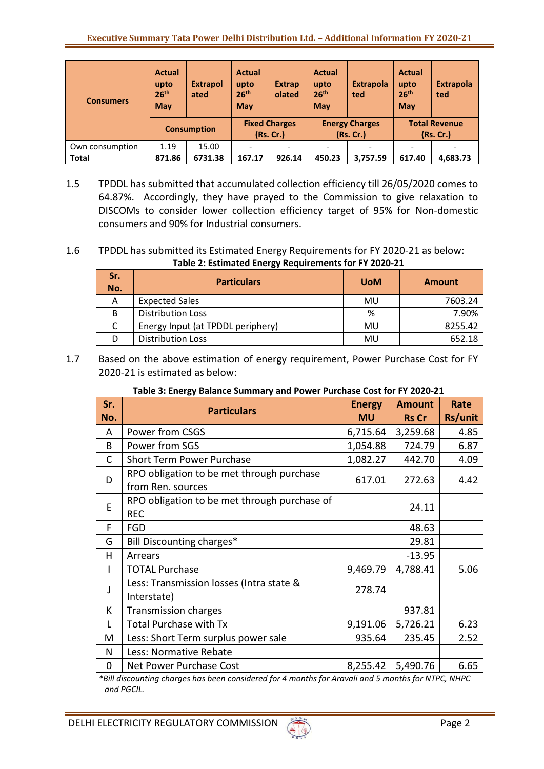| Consumers | Actual upto 26th May | Extrapolated | Actual upto 26th May | Extrapolated | Actual upto 26th May | Extrapolated | Actual upto 26th May | Extrapolated |
|---|---|---|---|---|---|---|---|---|
| | Consumption | | Fixed Charges (Rs. Cr.) | | Energy Charges (Rs. Cr.) | | Total Revenue (Rs. Cr.) | |
| Own consumption | 1.19 | 15.00 | - | - | - | - | - | - |
| **Total** | **871.86** | **6731.38** | **167.17** | **926.14** | **450.23** | **3,757.59** | **617.40** | **4,683.73** |

1.5 TPDDL has submitted that accumulated collection efficiency till 26/05/2020 comes to 64.87%. Accordingly, they have prayed to the Commission to give relaxation to DISCOMs to consider lower collection efficiency target of 95% for Non-domestic consumers and 90% for Industrial consumers.

1.6 TPDDL has submitted its Estimated Energy Requirements for FY 2020-21 as below:

**Table 2: Estimated Energy Requirements for FY 2020-21**

| Sr. No. | Particulars | UoM | Amount |
|---|---|---|---|
| A | Expected Sales | MU | 7603.24 |
| B | Distribution Loss | % | 7.90% |
| C | Energy Input (at TPDDL periphery) | MU | 8255.42 |
| D | Distribution Loss | MU | 652.18 |

1.7 Based on the above estimation of energy requirement, Power Purchase Cost for FY 2020-21 is estimated as below:

**Table 3: Energy Balance Summary and Power Purchase Cost for FY 2020-21**

| Sr. No. | Particulars | Energy MU | Amount Rs Cr | Rate Rs/unit |
|---|---|---|---|---|
| A | Power from CSGS | 6,715.64 | 3,259.68 | 4.85 |
| B | Power from SGS | 1,054.88 | 724.79 | 6.87 |
| C | Short Term Power Purchase | 1,082.27 | 442.70 | 4.09 |
| D | RPO obligation to be met through purchase from Ren. sources | 617.01 | 272.63 | 4.42 |
| E | RPO obligation to be met through purchase of REC | | 24.11 | |
| F | FGD | | 48.63 | |
| G | Bill Discounting charges* | | 29.81 | |
| H | Arrears | | -13.95 | |
| I | TOTAL Purchase | 9,469.79 | 4,788.41 | 5.06 |
| J | Less: Transmission losses (Intra state & Interstate) | 278.74 | | |
| K | Transmission charges | | 937.81 | |
| L | Total Purchase with Tx | 9,191.06 | 5,726.21 | 6.23 |
| M | Less: Short Term surplus power sale | 935.64 | 235.45 | 2.52 |
| N | Less: Normative Rebate | | | |
| O | Net Power Purchase Cost | 8,255.42 | 5,490.76 | 6.65 |

*Bill discounting charges has been considered for 4 months for Aravali and 5 months for NTPC, NHPC and PGCIL.*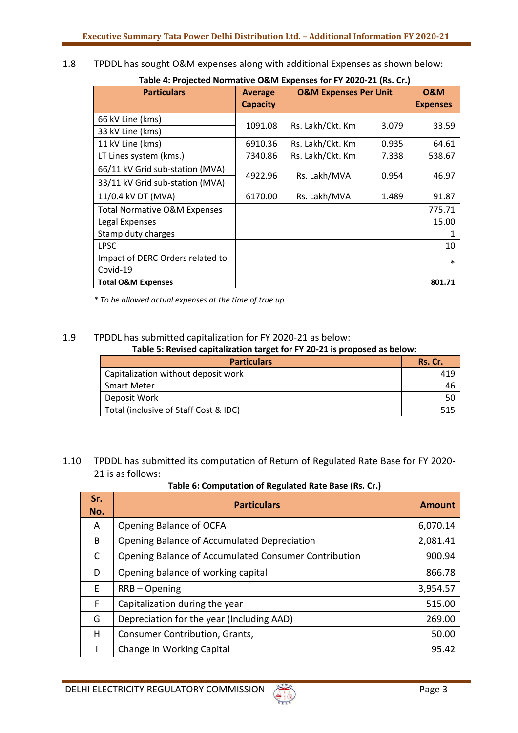1.8 TPDDL has sought O&M expenses along with additional Expenses as shown below:

**Table 4: Projected Normative O&M Expenses for FY 2020-21 (Rs. Cr.)**

| Particulars | Average Capacity | O&M Expenses Per Unit | | O&M Expenses |
|---|---|---|---|---|
| 66 kV Line (kms) | 1091.08 | Rs. Lakh/Ckt. Km | 3.079 | 33.59 |
| 33 kV Line (kms) | | | | |
| 11 kV Line (kms) | 6910.36 | Rs. Lakh/Ckt. Km | 0.935 | 64.61 |
| LT Lines system (kms.) | 7340.86 | Rs. Lakh/Ckt. Km | 7.338 | 538.67 |
| 66/11 kV Grid sub-station (MVA) | 4922.96 | Rs. Lakh/MVA | 0.954 | 46.97 |
| 33/11 kV Grid sub-station (MVA) | | | | |
| 11/0.4 kV DT (MVA) | 6170.00 | Rs. Lakh/MVA | 1.489 | 91.87 |
| Total Normative O&M Expenses | | | | 775.71 |
| Legal Expenses | | | | 15.00 |
| Stamp duty charges | | | | 1 |
| LPSC | | | | 10 |
| Impact of DERC Orders related to Covid-19 | | | | * |
| **Total O&M Expenses** | | | | **801.71** |

*\* To be allowed actual expenses at the time of true up*

1.9 TPDDL has submitted capitalization for FY 2020-21 as below:

**Table 5: Revised capitalization target for FY 20-21 is proposed as below:**

| Particulars | Rs. Cr. |
|---|---|
| Capitalization without deposit work | 419 |
| Smart Meter | 46 |
| Deposit Work | 50 |
| Total (inclusive of Staff Cost & IDC) | 515 |

1.10 TPDDL has submitted its computation of Return of Regulated Rate Base for FY 2020-21 is as follows:

**Table 6: Computation of Regulated Rate Base (Rs. Cr.)**

| Sr. No. | Particulars | Amount |
|---|---|---|
| A | Opening Balance of OCFA | 6,070.14 |
| B | Opening Balance of Accumulated Depreciation | 2,081.41 |
| C | Opening Balance of Accumulated Consumer Contribution | 900.94 |
| D | Opening balance of working capital | 866.78 |
| E | RRB – Opening | 3,954.57 |
| F | Capitalization during the year | 515.00 |
| G | Depreciation for the year (Including AAD) | 269.00 |
| H | Consumer Contribution, Grants, | 50.00 |
| I | Change in Working Capital | 95.42 |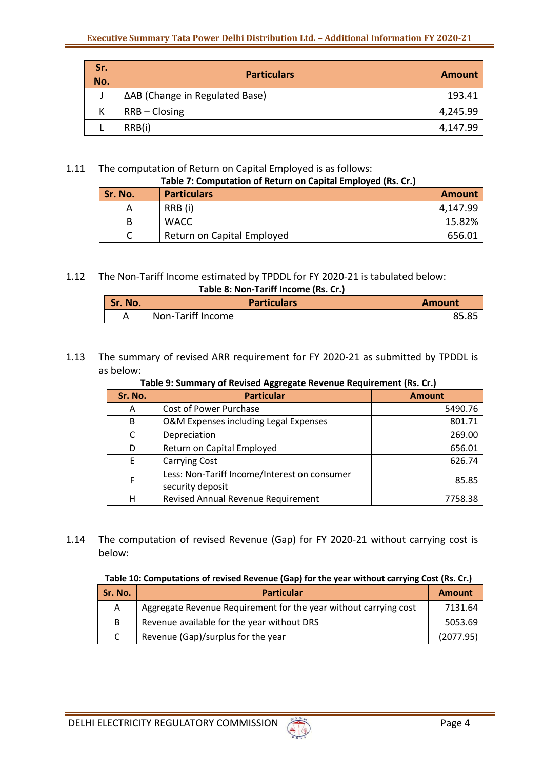| Sr. No. | Particulars | Amount |
|---|---|---|
| J | ΔAB (Change in Regulated Base) | 193.41 |
| K | RRB – Closing | 4,245.99 |
| L | RRB(i) | 4,147.99 |

1.11 The computation of Return on Capital Employed is as follows:

**Table 7: Computation of Return on Capital Employed (Rs. Cr.)**

| Sr. No. | Particulars | Amount |
|---|---|---|
| A | RRB (i) | 4,147.99 |
| B | WACC | 15.82% |
| C | Return on Capital Employed | 656.01 |

1.12 The Non-Tariff Income estimated by TPDDL for FY 2020-21 is tabulated below:

**Table 8: Non-Tariff Income (Rs. Cr.)**

| Sr. No. | Particulars | Amount |
|---|---|---|
| A | Non-Tariff Income | 85.85 |

1.13 The summary of revised ARR requirement for FY 2020-21 as submitted by TPDDL is as below:

**Table 9: Summary of Revised Aggregate Revenue Requirement (Rs. Cr.)**

| Sr. No. | Particular | Amount |
|---|---|---|
| A | Cost of Power Purchase | 5490.76 |
| B | O&M Expenses including Legal Expenses | 801.71 |
| C | Depreciation | 269.00 |
| D | Return on Capital Employed | 656.01 |
| E | Carrying Cost | 626.74 |
| F | Less: Non-Tariff Income/Interest on consumer security deposit | 85.85 |
| H | Revised Annual Revenue Requirement | 7758.38 |

1.14 The computation of revised Revenue (Gap) for FY 2020-21 without carrying cost is below:

**Table 10: Computations of revised Revenue (Gap) for the year without carrying Cost (Rs. Cr.)**

| Sr. No. | Particular | Amount |
|---|---|---|
| A | Aggregate Revenue Requirement for the year without carrying cost | 7131.64 |
| B | Revenue available for the year without DRS | 5053.69 |
| C | Revenue (Gap)/surplus for the year | (2077.95) |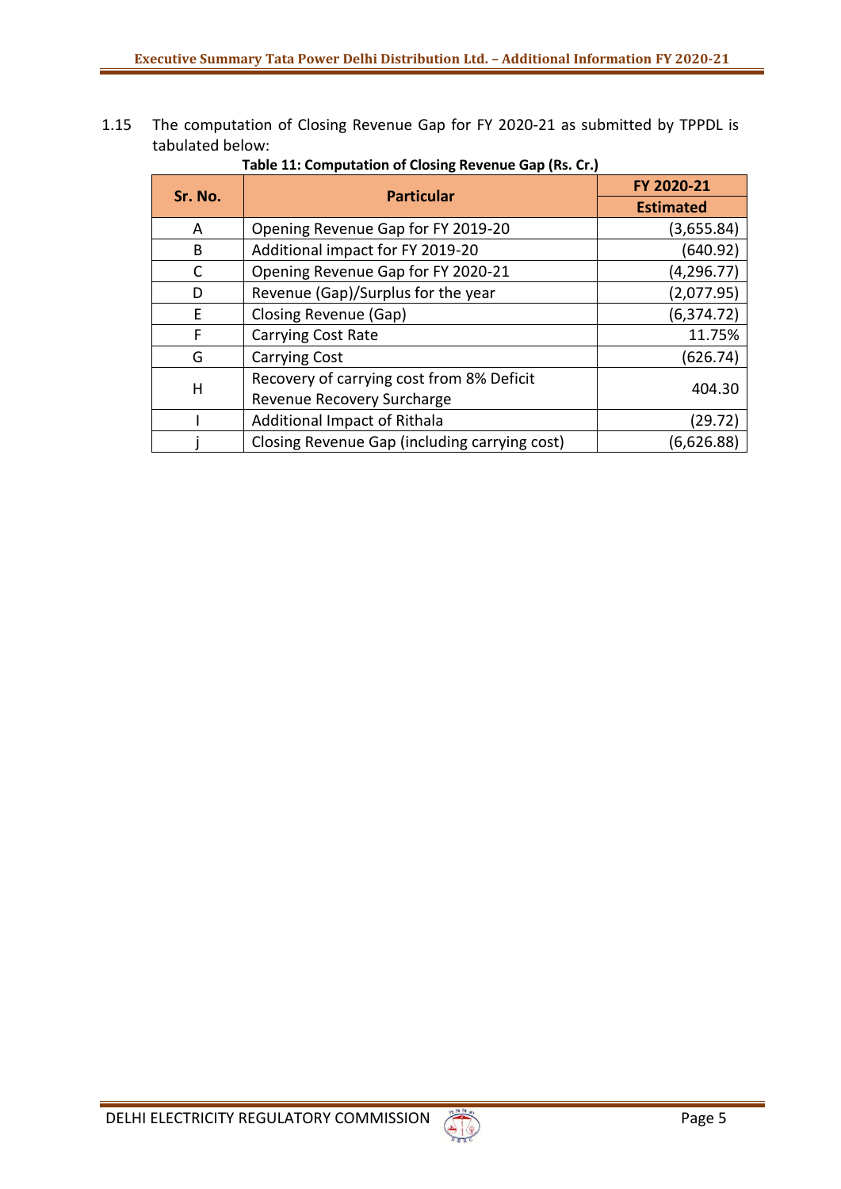1.15 The computation of Closing Revenue Gap for FY 2020-21 as submitted by TPPDL is tabulated below:

**Table 11: Computation of Closing Revenue Gap (Rs. Cr.)**

| Sr. No. | Particular | FY 2020-21 |
|---|---|---|
| | | Estimated |
| A | Opening Revenue Gap for FY 2019-20 | (3,655.84) |
| B | Additional impact for FY 2019-20 | (640.92) |
| C | Opening Revenue Gap for FY 2020-21 | (4,296.77) |
| D | Revenue (Gap)/Surplus for the year | (2,077.95) |
| E | Closing Revenue (Gap) | (6,374.72) |
| F | Carrying Cost Rate | 11.75% |
| G | Carrying Cost | (626.74) |
| H | Recovery of carrying cost from 8% Deficit Revenue Recovery Surcharge | 404.30 |
| I | Additional Impact of Rithala | (29.72) |
| j | Closing Revenue Gap (including carrying cost) | (6,626.88) |